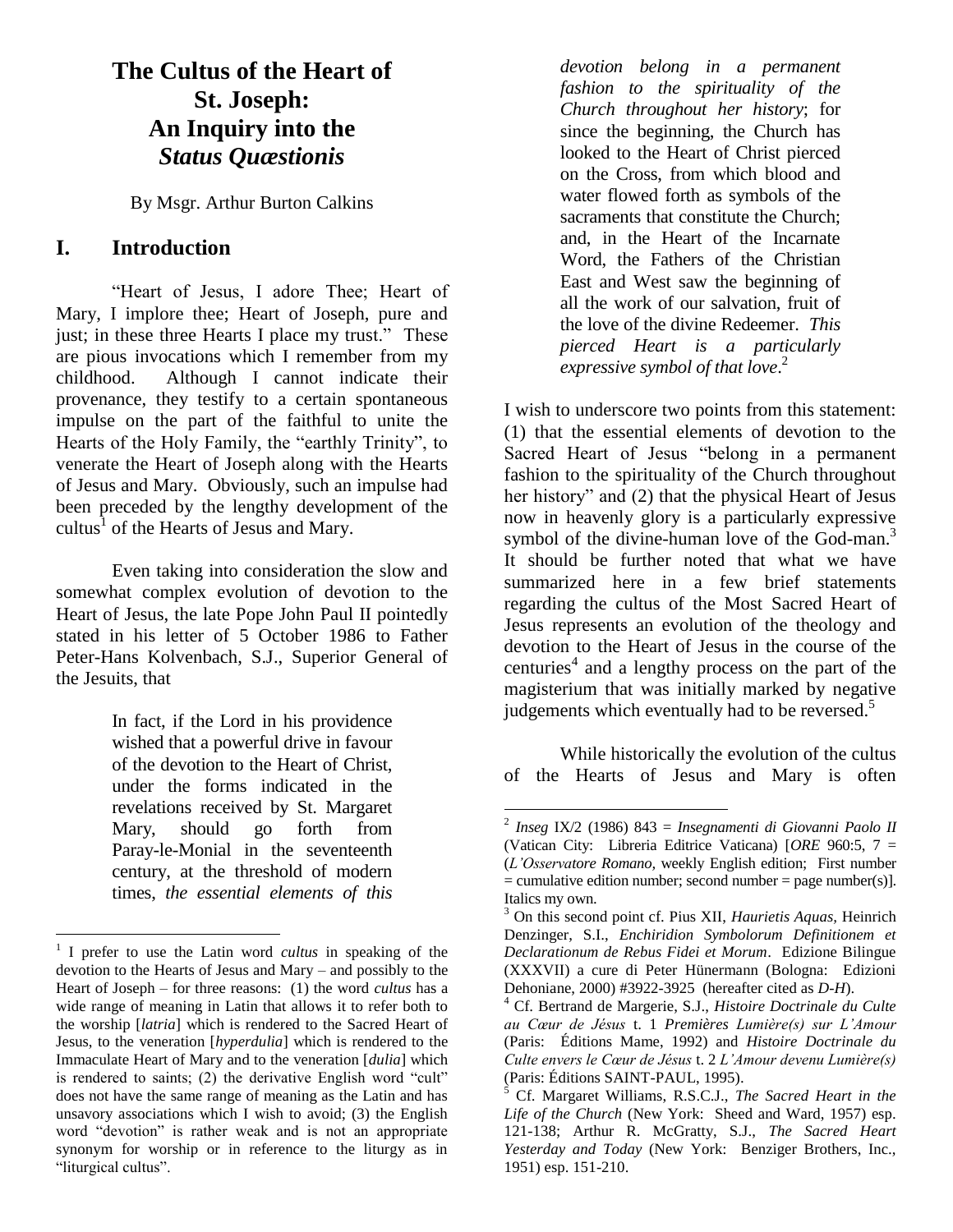# The Cultus of the Heart of St. Joseph: An Inquiry into the *Status Quæstionis*

By Msgr. Arthur Burton Calkins

## I. Introduction

"Heart of Jesus, I adore Thee; Heart of Mary, I implore thee; Heart of Joseph, pure and just; in these three Hearts I place my trust." These are pious invocations which I remember from my childhood. Although I cannot indicate their provenance, they testify to a certain spontaneous impulse on the part of the faithful to unite the Hearts of the Holy Family, the "earthly Trinity", to venerate the Heart of Joseph along with the Hearts of Jesus and Mary. Obviously, such an impulse had been preceded by the lengthy development of the cultus[1] of the Hearts of Jesus and Mary.

Even taking into consideration the slow and somewhat complex evolution of devotion to the Heart of Jesus, the late Pope John Paul II pointedly stated in his letter of 5 October 1986 to Father Peter-Hans Kolvenbach, S.J., Superior General of the Jesuits, that

> In fact, if the Lord in his providence wished that a powerful drive in favour of the devotion to the Heart of Christ, under the forms indicated in the revelations received by St. Margaret Mary, should go forth from Paray-le-Monial in the seventeenth century, at the threshold of modern times, *the essential elements of this devotion belong in a permanent fashion to the spirituality of the Church throughout her history*; for since the beginning, the Church has looked to the Heart of Christ pierced on the Cross, from which blood and water flowed forth as symbols of the sacraments that constitute the Church; and, in the Heart of the Incarnate Word, the Fathers of the Christian East and West saw the beginning of all the work of our salvation, fruit of the love of the divine Redeemer. *This pierced Heart is a particularly expressive symbol of that love*.[2]

I wish to underscore two points from this statement: (1) that the essential elements of devotion to the Sacred Heart of Jesus "belong in a permanent fashion to the spirituality of the Church throughout her history" and (2) that the physical Heart of Jesus now in heavenly glory is a particularly expressive symbol of the divine-human love of the God-man.[3] It should be further noted that what we have summarized here in a few brief statements regarding the cultus of the Most Sacred Heart of Jesus represents an evolution of the theology and devotion to the Heart of Jesus in the course of the centuries[4] and a lengthy process on the part of the magisterium that was initially marked by negative judgements which eventually had to be reversed.[5]

While historically the evolution of the cultus of the Hearts of Jesus and Mary is often

---

[1] I prefer to use the Latin word *cultus* in speaking of the devotion to the Hearts of Jesus and Mary – and possibly to the Heart of Joseph – for three reasons: (1) the word *cultus* has a wide range of meaning in Latin that allows it to refer both to the worship [*latria*] which is rendered to the Sacred Heart of Jesus, to the veneration [*hyperdulia*] which is rendered to the Immaculate Heart of Mary and to the veneration [*dulia*] which is rendered to saints; (2) the derivative English word "cult" does not have the same range of meaning as the Latin and has unsavory associations which I wish to avoid; (3) the English word "devotion" is rather weak and is not an appropriate synonym for worship or in reference to the liturgy as in "liturgical cultus".

[2] *Inseg* IX/2 (1986) 843 = *Insegnamenti di Giovanni Paolo II* (Vatican City: Libreria Editrice Vaticana) [*ORE* 960:5, 7 = (*L'Osservatore Romano,* weekly English edition; First number = cumulative edition number; second number = page number(s)]. Italics my own.

[3] On this second point cf. Pius XII, *Haurietis Aquas*, Heinrich Denzinger, S.I., *Enchiridion Symbolorum Definitionem et Declarationum de Rebus Fidei et Morum*. Edizione Bilingue (XXXVII) a cure di Peter Hünermann (Bologna: Edizioni Dehoniane, 2000) #3922-3925 (hereafter cited as *D-H*).

[4] Cf. Bertrand de Margerie, S.J., *Histoire Doctrinale du Culte au Cœur de Jésus* t. 1 *Premières Lumière(s) sur L'Amour* (Paris: Éditions Mame, 1992) and *Histoire Doctrinale du Culte envers le Cœur de Jésus* t. 2 *L'Amour devenu Lumière(s)* (Paris: Éditions SAINT-PAUL, 1995).

[5] Cf. Margaret Williams, R.S.C.J., *The Sacred Heart in the Life of the Church* (New York: Sheed and Ward, 1957) esp. 121-138; Arthur R. McGratty, S.J., *The Sacred Heart Yesterday and Today* (New York: Benziger Brothers, Inc., 1951) esp. 151-210.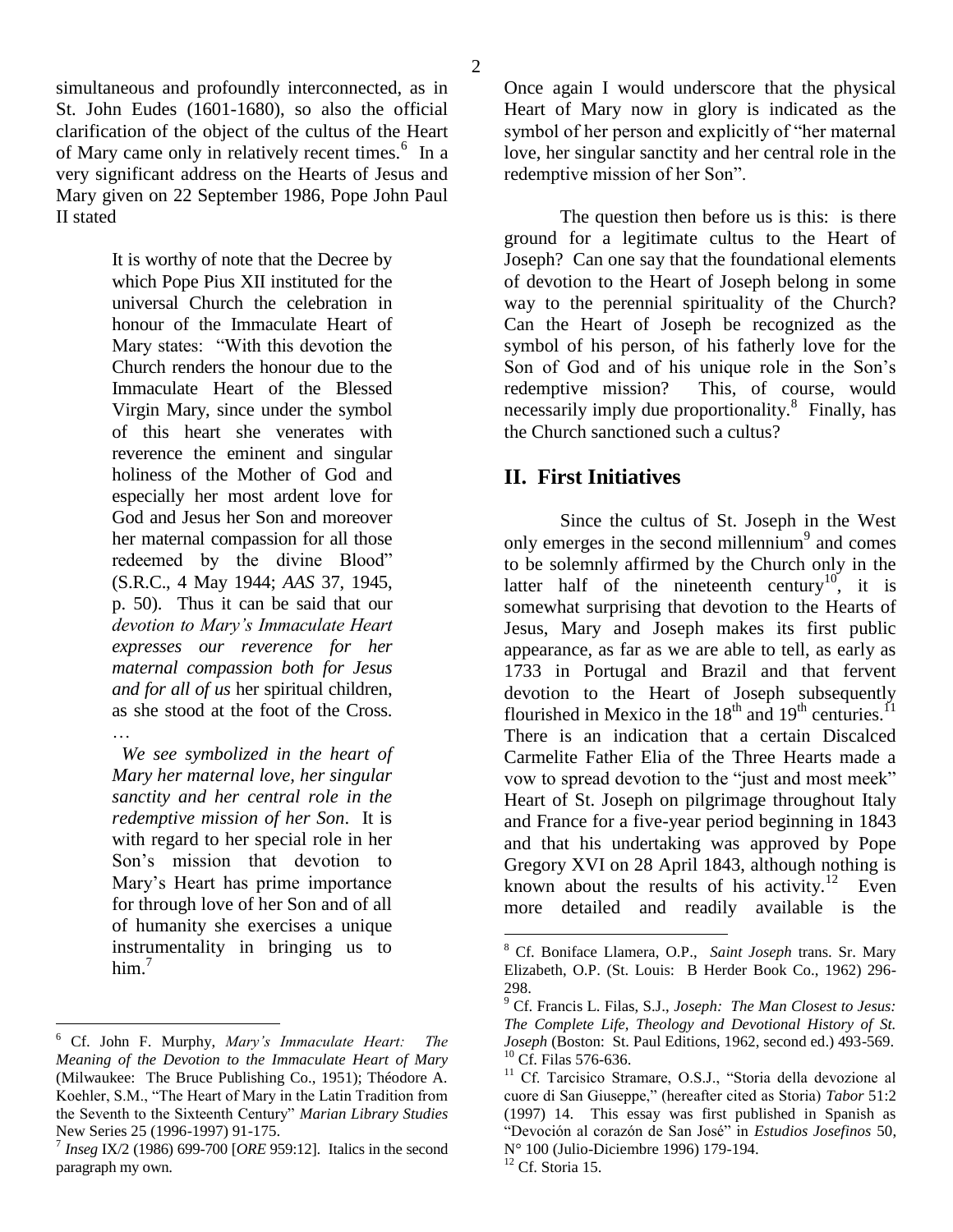simultaneous and profoundly interconnected, as in St. John Eudes (1601-1680), so also the official clarification of the object of the cultus of the Heart of Mary came only in relatively recent times.[6] In a very significant address on the Hearts of Jesus and Mary given on 22 September 1986, Pope John Paul II stated

> It is worthy of note that the Decree by which Pope Pius XII instituted for the universal Church the celebration in honour of the Immaculate Heart of Mary states: "With this devotion the Church renders the honour due to the Immaculate Heart of the Blessed Virgin Mary, since under the symbol of this heart she venerates with reverence the eminent and singular holiness of the Mother of God and especially her most ardent love for God and Jesus her Son and moreover her maternal compassion for all those redeemed by the divine Blood" (S.R.C., 4 May 1944; *AAS* 37, 1945, p. 50). Thus it can be said that our *devotion to Mary's Immaculate Heart expresses our reverence for her maternal compassion both for Jesus and for all of us* her spiritual children, as she stood at the foot of the Cross. …
>
> *We see symbolized in the heart of Mary her maternal love, her singular sanctity and her central role in the redemptive mission of her Son*. It is with regard to her special role in her Son's mission that devotion to Mary's Heart has prime importance for through love of her Son and of all of humanity she exercises a unique instrumentality in bringing us to him.[7]

Once again I would underscore that the physical Heart of Mary now in glory is indicated as the symbol of her person and explicitly of "her maternal love, her singular sanctity and her central role in the redemptive mission of her Son".

The question then before us is this: is there ground for a legitimate cultus to the Heart of Joseph? Can one say that the foundational elements of devotion to the Heart of Joseph belong in some way to the perennial spirituality of the Church? Can the Heart of Joseph be recognized as the symbol of his person, of his fatherly love for the Son of God and of his unique role in the Son's redemptive mission? This, of course, would necessarily imply due proportionality.[8] Finally, has the Church sanctioned such a cultus?

## II. First Initiatives

Since the cultus of St. Joseph in the West only emerges in the second millennium[9] and comes to be solemnly affirmed by the Church only in the latter half of the nineteenth century[10], it is somewhat surprising that devotion to the Hearts of Jesus, Mary and Joseph makes its first public appearance, as far as we are able to tell, as early as 1733 in Portugal and Brazil and that fervent devotion to the Heart of Joseph subsequently flourished in Mexico in the 18th and 19th centuries.[11] There is an indication that a certain Discalced Carmelite Father Elia of the Three Hearts made a vow to spread devotion to the "just and most meek" Heart of St. Joseph on pilgrimage throughout Italy and France for a five-year period beginning in 1843 and that his undertaking was approved by Pope Gregory XVI on 28 April 1843, although nothing is known about the results of his activity.[12] Even more detailed and readily available is the

---

[6] Cf. John F. Murphy, *Mary's Immaculate Heart: The Meaning of the Devotion to the Immaculate Heart of Mary* (Milwaukee: The Bruce Publishing Co., 1951); Théodore A. Koehler, S.M., "The Heart of Mary in the Latin Tradition from the Seventh to the Sixteenth Century" *Marian Library Studies* New Series 25 (1996-1997) 91-175.

[7] *Inseg* IX/2 (1986) 699-700 [*ORE* 959:12]. Italics in the second paragraph my own.

[8] Cf. Boniface Llamera, O.P., *Saint Joseph* trans. Sr. Mary Elizabeth, O.P. (St. Louis: B Herder Book Co., 1962) 296-298.

[9] Cf. Francis L. Filas, S.J., *Joseph: The Man Closest to Jesus: The Complete Life, Theology and Devotional History of St. Joseph* (Boston: St. Paul Editions, 1962, second ed.) 493-569.

[10] Cf. Filas 576-636.

[11] Cf. Tarcisico Stramare, O.S.J., "Storia della devozione al cuore di San Giuseppe," (hereafter cited as Storia) *Tabor* 51:2 (1997) 14. This essay was first published in Spanish as "Devoción al corazón de San José" in *Estudios Josefinos* 50, N° 100 (Julio-Diciembre 1996) 179-194.

[12] Cf. Storia 15.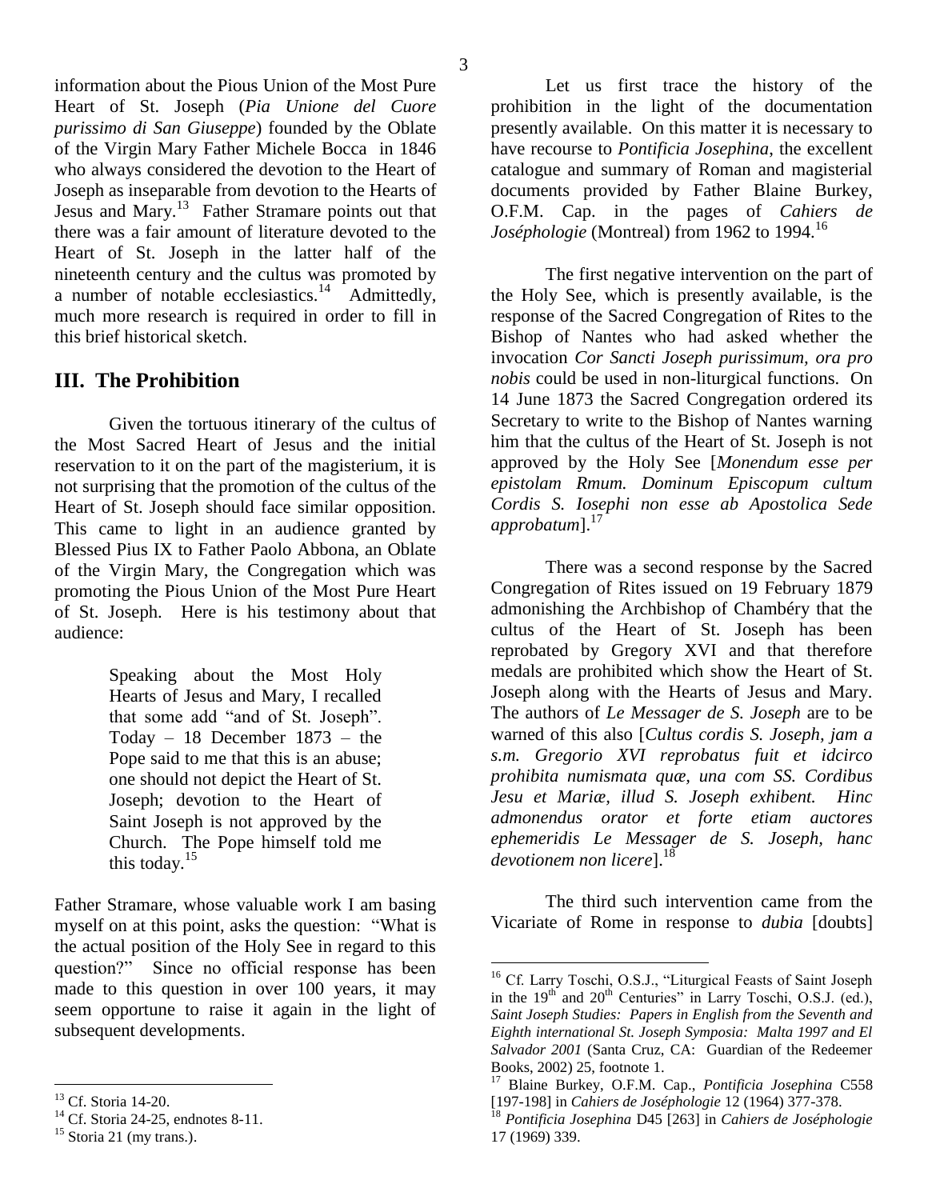information about the Pious Union of the Most Pure Heart of St. Joseph (*Pia Unione del Cuore purissimo di San Giuseppe*) founded by the Oblate of the Virgin Mary Father Michele Bocca in 1846 who always considered the devotion to the Heart of Joseph as inseparable from devotion to the Hearts of Jesus and Mary.[13] Father Stramare points out that there was a fair amount of literature devoted to the Heart of St. Joseph in the latter half of the nineteenth century and the cultus was promoted by a number of notable ecclesiastics.[14] Admittedly, much more research is required in order to fill in this brief historical sketch.

## III. The Prohibition

Given the tortuous itinerary of the cultus of the Most Sacred Heart of Jesus and the initial reservation to it on the part of the magisterium, it is not surprising that the promotion of the cultus of the Heart of St. Joseph should face similar opposition. This came to light in an audience granted by Blessed Pius IX to Father Paolo Abbona, an Oblate of the Virgin Mary, the Congregation which was promoting the Pious Union of the Most Pure Heart of St. Joseph. Here is his testimony about that audience:

> Speaking about the Most Holy Hearts of Jesus and Mary, I recalled that some add "and of St. Joseph". Today – 18 December 1873 – the Pope said to me that this is an abuse; one should not depict the Heart of St. Joseph; devotion to the Heart of Saint Joseph is not approved by the Church. The Pope himself told me this today.[15]

Father Stramare, whose valuable work I am basing myself on at this point, asks the question: "What is the actual position of the Holy See in regard to this question?" Since no official response has been made to this question in over 100 years, it may seem opportune to raise it again in the light of subsequent developments.

Let us first trace the history of the prohibition in the light of the documentation presently available. On this matter it is necessary to have recourse to *Pontificia Josephina*, the excellent catalogue and summary of Roman and magisterial documents provided by Father Blaine Burkey, O.F.M. Cap. in the pages of *Cahiers de Joséphologie* (Montreal) from 1962 to 1994.[16]

The first negative intervention on the part of the Holy See, which is presently available, is the response of the Sacred Congregation of Rites to the Bishop of Nantes who had asked whether the invocation *Cor Sancti Joseph purissimum, ora pro nobis* could be used in non-liturgical functions. On 14 June 1873 the Sacred Congregation ordered its Secretary to write to the Bishop of Nantes warning him that the cultus of the Heart of St. Joseph is not approved by the Holy See [*Monendum esse per epistolam Rmum. Dominum Episcopum cultum Cordis S. Iosephi non esse ab Apostolica Sede approbatum*].[17]

There was a second response by the Sacred Congregation of Rites issued on 19 February 1879 admonishing the Archbishop of Chambéry that the cultus of the Heart of St. Joseph has been reprobated by Gregory XVI and that therefore medals are prohibited which show the Heart of St. Joseph along with the Hearts of Jesus and Mary. The authors of *Le Messager de S. Joseph* are to be warned of this also [*Cultus cordis S. Joseph, jam a s.m. Gregorio XVI reprobatus fuit et idcirco prohibita numismata quæ, una com SS. Cordibus Jesu et Mariæ, illud S. Joseph exhibent. Hinc admonendus orator et forte etiam auctores ephemeridis Le Messager de S. Joseph, hanc devotionem non licere*].[18]

The third such intervention came from the Vicariate of Rome in response to *dubia* [doubts]

---

[13] Cf. Storia 14-20.

[14] Cf. Storia 24-25, endnotes 8-11.

[15] Storia 21 (my trans.).

[16] Cf. Larry Toschi, O.S.J., "Liturgical Feasts of Saint Joseph in the 19th and 20th Centuries" in Larry Toschi, O.S.J. (ed.), *Saint Joseph Studies: Papers in English from the Seventh and Eighth international St. Joseph Symposia: Malta 1997 and El Salvador 2001* (Santa Cruz, CA: Guardian of the Redeemer Books, 2002) 25, footnote 1.

[17] Blaine Burkey, O.F.M. Cap., *Pontificia Josephina* C558 [197-198] in *Cahiers de Joséphologie* 12 (1964) 377-378.

[18] *Pontificia Josephina* D45 [263] in *Cahiers de Joséphologie* 17 (1969) 339.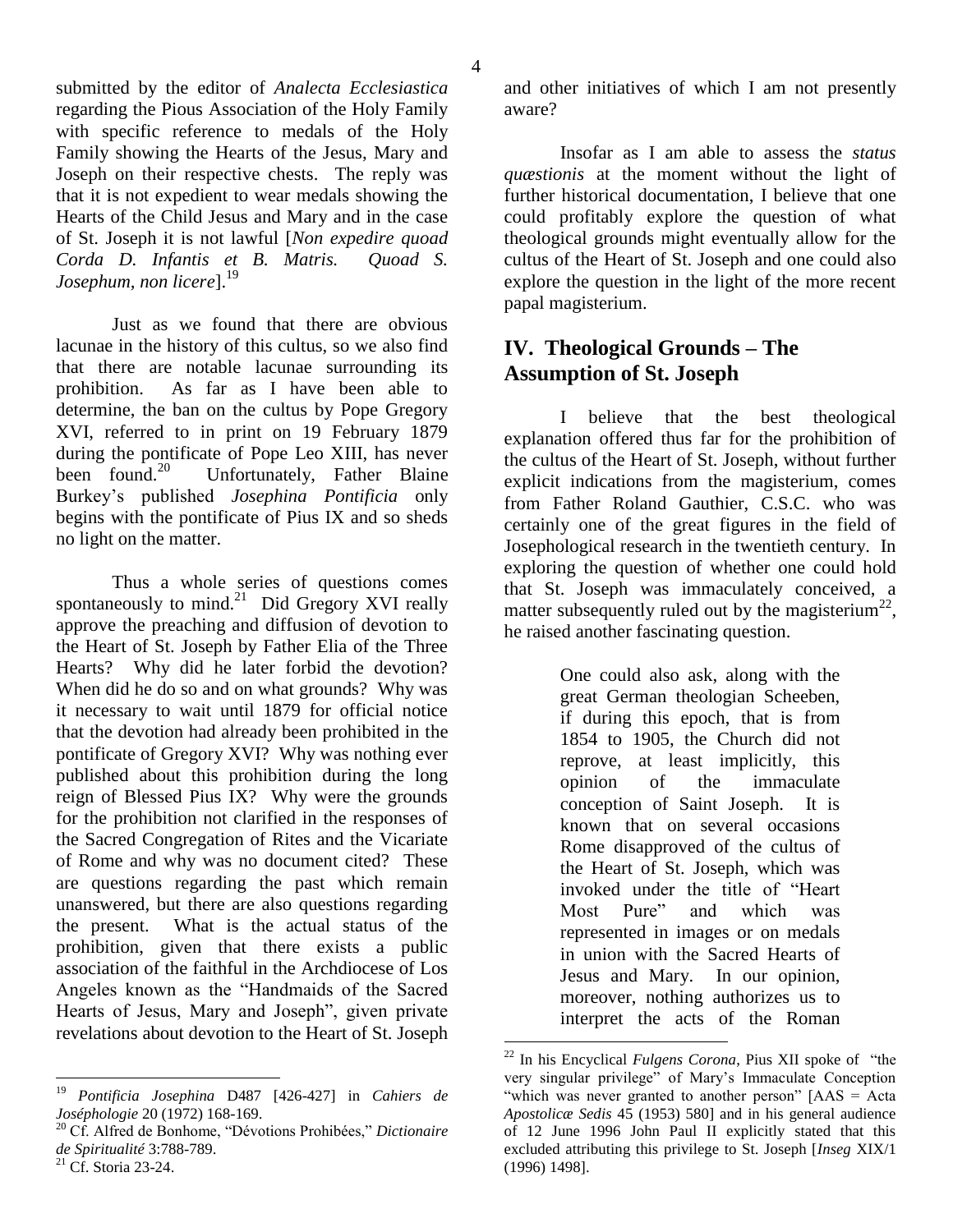submitted by the editor of *Analecta Ecclesiastica* regarding the Pious Association of the Holy Family with specific reference to medals of the Holy Family showing the Hearts of the Jesus, Mary and Joseph on their respective chests. The reply was that it is not expedient to wear medals showing the Hearts of the Child Jesus and Mary and in the case of St. Joseph it is not lawful [*Non expedire quoad Corda D. Infantis et B. Matris. Quoad S. Josephum, non licere*].[19]

Just as we found that there are obvious lacunae in the history of this cultus, so we also find that there are notable lacunae surrounding its prohibition. As far as I have been able to determine, the ban on the cultus by Pope Gregory XVI, referred to in print on 19 February 1879 during the pontificate of Pope Leo XIII, has never been found.[20] Unfortunately, Father Blaine Burkey's published *Josephina Pontificia* only begins with the pontificate of Pius IX and so sheds no light on the matter.

Thus a whole series of questions comes spontaneously to mind.[21] Did Gregory XVI really approve the preaching and diffusion of devotion to the Heart of St. Joseph by Father Elia of the Three Hearts? Why did he later forbid the devotion? When did he do so and on what grounds? Why was it necessary to wait until 1879 for official notice that the devotion had already been prohibited in the pontificate of Gregory XVI? Why was nothing ever published about this prohibition during the long reign of Blessed Pius IX? Why were the grounds for the prohibition not clarified in the responses of the Sacred Congregation of Rites and the Vicariate of Rome and why was no document cited? These are questions regarding the past which remain unanswered, but there are also questions regarding the present. What is the actual status of the prohibition, given that there exists a public association of the faithful in the Archdiocese of Los Angeles known as the "Handmaids of the Sacred Hearts of Jesus, Mary and Joseph", given private revelations about devotion to the Heart of St. Joseph and other initiatives of which I am not presently aware?

Insofar as I am able to assess the *status quæstionis* at the moment without the light of further historical documentation, I believe that one could profitably explore the question of what theological grounds might eventually allow for the cultus of the Heart of St. Joseph and one could also explore the question in the light of the more recent papal magisterium.

## IV. Theological Grounds – The Assumption of St. Joseph

I believe that the best theological explanation offered thus far for the prohibition of the cultus of the Heart of St. Joseph, without further explicit indications from the magisterium, comes from Father Roland Gauthier, C.S.C. who was certainly one of the great figures in the field of Josephological research in the twentieth century. In exploring the question of whether one could hold that St. Joseph was immaculately conceived, a matter subsequently ruled out by the magisterium[22], he raised another fascinating question.

> One could also ask, along with the great German theologian Scheeben, if during this epoch, that is from 1854 to 1905, the Church did not reprove, at least implicitly, this opinion of the immaculate conception of Saint Joseph. It is known that on several occasions Rome disapproved of the cultus of the Heart of St. Joseph, which was invoked under the title of "Heart Most Pure" and which was represented in images or on medals in union with the Sacred Hearts of Jesus and Mary. In our opinion, moreover, nothing authorizes us to interpret the acts of the Roman

---

[19] *Pontificia Josephina* D487 [426-427] in *Cahiers de Joséphologie* 20 (1972) 168-169.

[20] Cf. Alfred de Bonhome, "Dévotions Prohibées," *Dictionaire de Spiritualité* 3:788-789.

[21] Cf. Storia 23-24.

[22] In his Encyclical *Fulgens Corona*, Pius XII spoke of "the very singular privilege" of Mary's Immaculate Conception "which was never granted to another person" [AAS = Acta *Apostolicæ Sedis* 45 (1953) 580] and in his general audience of 12 June 1996 John Paul II explicitly stated that this excluded attributing this privilege to St. Joseph [*Inseg* XIX/1 (1996) 1498].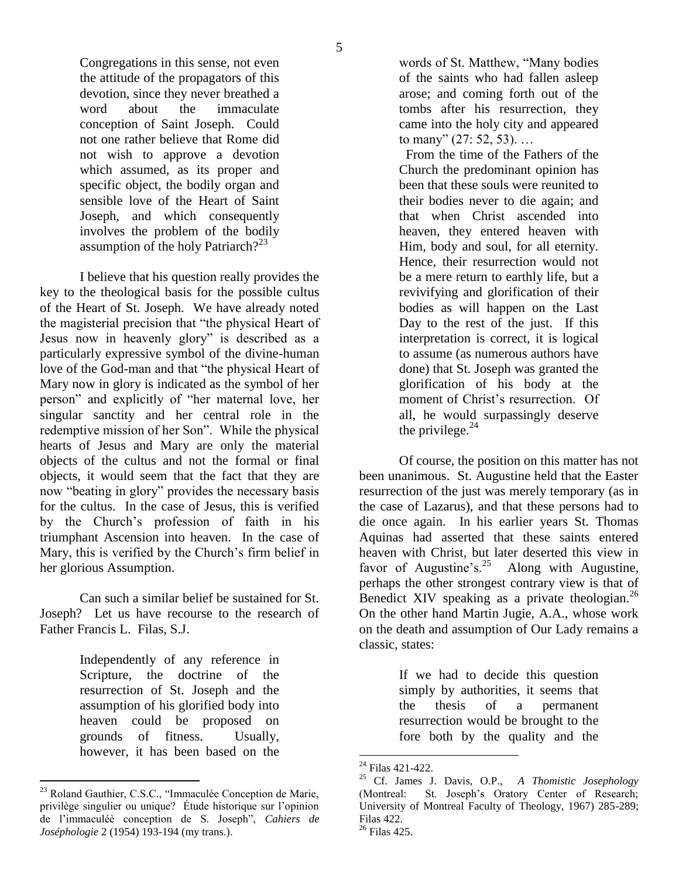> Congregations in this sense, not even the attitude of the propagators of this devotion, since they never breathed a word about the immaculate conception of Saint Joseph. Could not one rather believe that Rome did not wish to approve a devotion which assumed, as its proper and specific object, the bodily organ and sensible love of the Heart of Saint Joseph, and which consequently involves the problem of the bodily assumption of the holy Patriarch?[23]

I believe that his question really provides the key to the theological basis for the possible cultus of the Heart of St. Joseph. We have already noted the magisterial precision that "the physical Heart of Jesus now in heavenly glory" is described as a particularly expressive symbol of the divine-human love of the God-man and that "the physical Heart of Mary now in glory is indicated as the symbol of her person" and explicitly of "her maternal love, her singular sanctity and her central role in the redemptive mission of her Son". While the physical hearts of Jesus and Mary are only the material objects of the cultus and not the formal or final objects, it would seem that the fact that they are now "beating in glory" provides the necessary basis for the cultus. In the case of Jesus, this is verified by the Church's profession of faith in his triumphant Ascension into heaven. In the case of Mary, this is verified by the Church's firm belief in her glorious Assumption.

Can such a similar belief be sustained for St. Joseph? Let us have recourse to the research of Father Francis L. Filas, S.J.

> Independently of any reference in Scripture, the doctrine of the resurrection of St. Joseph and the assumption of his glorified body into heaven could be proposed on grounds of fitness. Usually, however, it has been based on the words of St. Matthew, "Many bodies of the saints who had fallen asleep arose; and coming forth out of the tombs after his resurrection, they came into the holy city and appeared to many" (27: 52, 53). …
>
> From the time of the Fathers of the Church the predominant opinion has been that these souls were reunited to their bodies never to die again; and that when Christ ascended into heaven, they entered heaven with Him, body and soul, for all eternity. Hence, their resurrection would not be a mere return to earthly life, but a revivifying and glorification of their bodies as will happen on the Last Day to the rest of the just. If this interpretation is correct, it is logical to assume (as numerous authors have done) that St. Joseph was granted the glorification of his body at the moment of Christ's resurrection. Of all, he would surpassingly deserve the privilege.[24]

Of course, the position on this matter has not been unanimous. St. Augustine held that the Easter resurrection of the just was merely temporary (as in the case of Lazarus), and that these persons had to die once again. In his earlier years St. Thomas Aquinas had asserted that these saints entered heaven with Christ, but later deserted this view in favor of Augustine's.[25] Along with Augustine, perhaps the other strongest contrary view is that of Benedict XIV speaking as a private theologian.[26] On the other hand Martin Jugie, A.A., whose work on the death and assumption of Our Lady remains a classic, states:

> If we had to decide this question simply by authorities, it seems that the thesis of a permanent resurrection would be brought to the fore both by the quality and the

---

[23] Roland Gauthier, C.S.C., "Immaculée Conception de Marie, privilège singulier ou unique? Étude historique sur l'opinion de l'immaculéè conception de S. Joseph", *Cahiers de Joséphologie* 2 (1954) 193-194 (my trans.).

[24] Filas 421-422.

[25] Cf. James J. Davis, O.P., *A Thomistic Josephology* (Montreal: St. Joseph's Oratory Center of Research; University of Montreal Faculty of Theology, 1967) 285-289; Filas 422.

[26] Filas 425.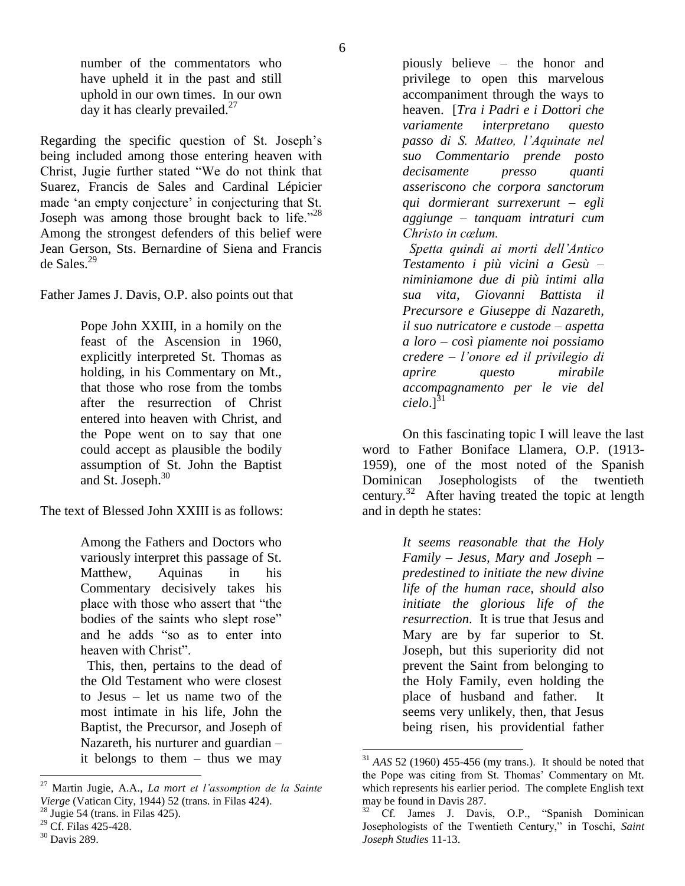> number of the commentators who have upheld it in the past and still uphold in our own times. In our own day it has clearly prevailed.[27]

Regarding the specific question of St. Joseph's being included among those entering heaven with Christ, Jugie further stated "We do not think that Suarez, Francis de Sales and Cardinal Lépicier made 'an empty conjecture' in conjecturing that St. Joseph was among those brought back to life."[28] Among the strongest defenders of this belief were Jean Gerson, Sts. Bernardine of Siena and Francis de Sales.[29]

Father James J. Davis, O.P. also points out that

> Pope John XXIII, in a homily on the feast of the Ascension in 1960, explicitly interpreted St. Thomas as holding, in his Commentary on Mt., that those who rose from the tombs after the resurrection of Christ entered into heaven with Christ, and the Pope went on to say that one could accept as plausible the bodily assumption of St. John the Baptist and St. Joseph.[30]

The text of Blessed John XXIII is as follows:

> Among the Fathers and Doctors who variously interpret this passage of St. Matthew, Aquinas in his Commentary decisively takes his place with those who assert that "the bodies of the saints who slept rose" and he adds "so as to enter into heaven with Christ".
>
> This, then, pertains to the dead of the Old Testament who were closest to Jesus – let us name two of the most intimate in his life, John the Baptist, the Precursor, and Joseph of Nazareth, his nurturer and guardian – it belongs to them – thus we may piously believe – the honor and privilege to open this marvelous accompaniment through the ways to heaven. [*Tra i Padri e i Dottori che variamente interpretano questo passo di S. Matteo, l'Aquinate nel suo Commentario prende posto decisamente presso quanti asseriscono che corpora sanctorum qui dormierant surrexerunt – egli aggiunge – tanquam intraturi cum Christo in cœlum.*
>
> *Spetta quindi ai morti dell'Antico Testamento i più vicini a Gesù – niminiamone due di più intimi alla sua vita, Giovanni Battista il Precursore e Giuseppe di Nazareth, il suo nutricatore e custode – aspetta a loro – così piamente noi possiamo credere – l'onore ed il privilegio di aprire questo mirabile accompagnamento per le vie del cielo*.][31]

On this fascinating topic I will leave the last word to Father Boniface Llamera, O.P. (1913-1959), one of the most noted of the Spanish Dominican Josephologists of the twentieth century.[32] After having treated the topic at length and in depth he states:

> *It seems reasonable that the Holy Family – Jesus, Mary and Joseph – predestined to initiate the new divine life of the human race, should also initiate the glorious life of the resurrection*. It is true that Jesus and Mary are by far superior to St. Joseph, but this superiority did not prevent the Saint from belonging to the Holy Family, even holding the place of husband and father. It seems very unlikely, then, that Jesus being risen, his providential father

---

[27] Martin Jugie, A.A., *La mort et l'assomption de la Sainte Vierge* (Vatican City, 1944) 52 (trans. in Filas 424).

[28] Jugie 54 (trans. in Filas 425).

[29] Cf. Filas 425-428.

[30] Davis 289.

[31] *AAS* 52 (1960) 455-456 (my trans.). It should be noted that the Pope was citing from St. Thomas' Commentary on Mt. which represents his earlier period. The complete English text may be found in Davis 287.

[32] Cf. James J. Davis, O.P., "Spanish Dominican Josephologists of the Twentieth Century," in Toschi, *Saint Joseph Studies* 11-13.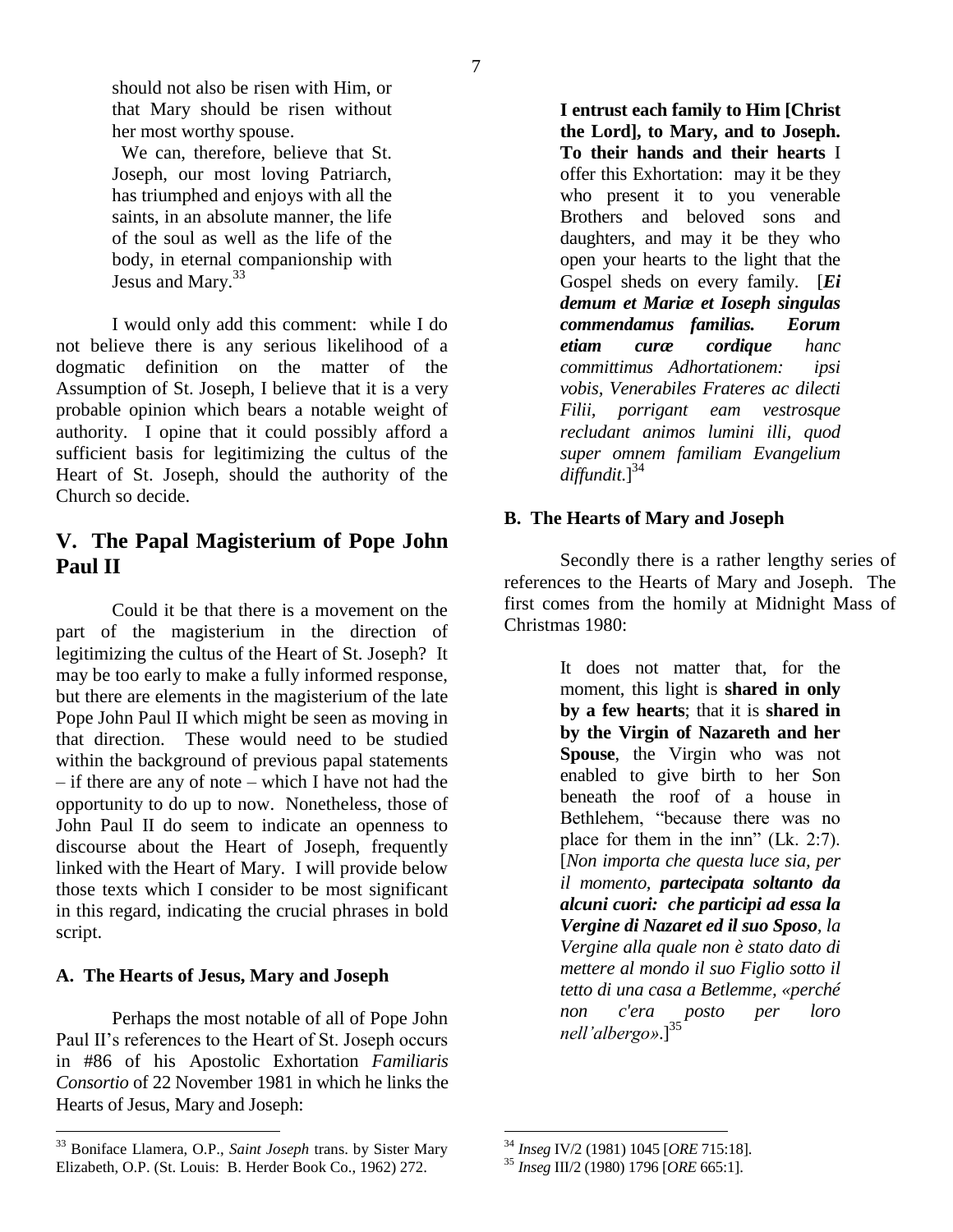> should not also be risen with Him, or that Mary should be risen without her most worthy spouse.
>
> We can, therefore, believe that St. Joseph, our most loving Patriarch, has triumphed and enjoys with all the saints, in an absolute manner, the life of the soul as well as the life of the body, in eternal companionship with Jesus and Mary.[33]

I would only add this comment: while I do not believe there is any serious likelihood of a dogmatic definition on the matter of the Assumption of St. Joseph, I believe that it is a very probable opinion which bears a notable weight of authority. I opine that it could possibly afford a sufficient basis for legitimizing the cultus of the Heart of St. Joseph, should the authority of the Church so decide.

## V. The Papal Magisterium of Pope John Paul II

Could it be that there is a movement on the part of the magisterium in the direction of legitimizing the cultus of the Heart of St. Joseph? It may be too early to make a fully informed response, but there are elements in the magisterium of the late Pope John Paul II which might be seen as moving in that direction. These would need to be studied within the background of previous papal statements – if there are any of note – which I have not had the opportunity to do up to now. Nonetheless, those of John Paul II do seem to indicate an openness to discourse about the Heart of Joseph, frequently linked with the Heart of Mary. I will provide below those texts which I consider to be most significant in this regard, indicating the crucial phrases in bold script.

### A. The Hearts of Jesus, Mary and Joseph

Perhaps the most notable of all of Pope John Paul II's references to the Heart of St. Joseph occurs in #86 of his Apostolic Exhortation *Familiaris Consortio* of 22 November 1981 in which he links the Hearts of Jesus, Mary and Joseph:

> **I entrust each family to Him [Christ the Lord], to Mary, and to Joseph. To their hands and their hearts** I offer this Exhortation: may it be they who present it to you venerable Brothers and beloved sons and daughters, and may it be they who open your hearts to the light that the Gospel sheds on every family. [***Ei demum et Mariæ et Ioseph singulas commendamus familias. Eorum etiam curæ cordique*** *hanc committimus Adhortationem: ipsi vobis, Venerabiles Frateres ac dilecti Filii, porrigant eam vestrosque recludant animos lumini illi, quod super omnem familiam Evangelium diffundit.*][34]

### B. The Hearts of Mary and Joseph

Secondly there is a rather lengthy series of references to the Hearts of Mary and Joseph. The first comes from the homily at Midnight Mass of Christmas 1980:

> It does not matter that, for the moment, this light is **shared in only by a few hearts**; that it is **shared in by the Virgin of Nazareth and her Spouse**, the Virgin who was not enabled to give birth to her Son beneath the roof of a house in Bethlehem, "because there was no place for them in the inn" (Lk. 2:7). [*Non importa che questa luce sia, per il momento,* ***partecipata soltanto da alcuni cuori: che participi ad essa la Vergine di Nazaret ed il suo Sposo****, la Vergine alla quale non è stato dato di mettere al mondo il suo Figlio sotto il tetto di una casa a Betlemme, «perché non c'era posto per loro nell'albergo».*][35]

---

[33] Boniface Llamera, O.P., *Saint Joseph* trans. by Sister Mary Elizabeth, O.P. (St. Louis: B. Herder Book Co., 1962) 272.

[34] *Inseg* IV/2 (1981) 1045 [*ORE* 715:18].

[35] *Inseg* III/2 (1980) 1796 [*ORE* 665:1].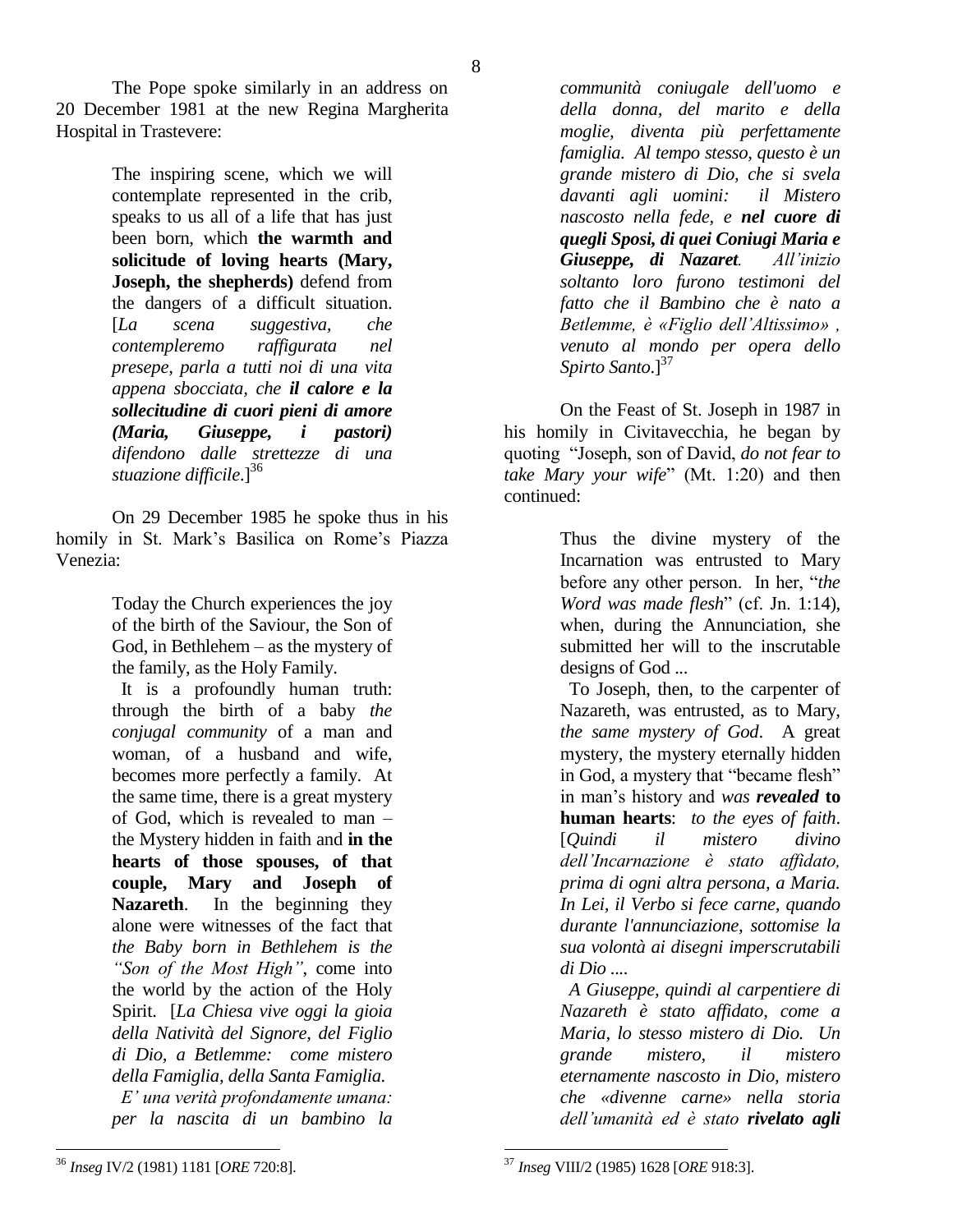The Pope spoke similarly in an address on 20 December 1981 at the new Regina Margherita Hospital in Trastevere:

> The inspiring scene, which we will contemplate represented in the crib, speaks to us all of a life that has just been born, which **the warmth and solicitude of loving hearts (Mary, Joseph, the shepherds)** defend from the dangers of a difficult situation. [*La scena suggestiva, che contempleremo raffigurata nel presepe, parla a tutti noi di una vita appena sbocciata, che* ***il calore e la sollecitudine di cuori pieni di amore (Maria, Giuseppe, i pastori)*** *difendono dalle strettezze di una stuazione difficile*.][36]

On 29 December 1985 he spoke thus in his homily in St. Mark's Basilica on Rome's Piazza Venezia:

> Today the Church experiences the joy of the birth of the Saviour, the Son of God, in Bethlehem – as the mystery of the family, as the Holy Family.
>
> It is a profoundly human truth: through the birth of a baby *the conjugal community* of a man and woman, of a husband and wife, becomes more perfectly a family. At the same time, there is a great mystery of God, which is revealed to man – the Mystery hidden in faith and **in the hearts of those spouses, of that couple, Mary and Joseph of Nazareth**. In the beginning they alone were witnesses of the fact that *the Baby born in Bethlehem is the "Son of the Most High"*, come into the world by the action of the Holy Spirit. [*La Chiesa vive oggi la gioia della Natività del Signore, del Figlio di Dio, a Betlemme: come mistero della Famiglia, della Santa Famiglia.*
>
> *E' una verità profondamente umana: per la nascita di un bambino la communità coniugale dell'uomo e della donna, del marito e della moglie, diventa più perfettamente famiglia. Al tempo stesso, questo è un grande mistero di Dio, che si svela davanti agli uomini: il Mistero nascosto nella fede, e* ***nel cuore di quegli Sposi, di quei Coniugi Maria e Giuseppe, di Nazaret****. All'inizio soltanto loro furono testimoni del fatto che il Bambino che è nato a Betlemme, è «Figlio dell'Altissimo» , venuto al mondo per opera dello Spirto Santo*.][37]

On the Feast of St. Joseph in 1987 in his homily in Civitavecchia, he began by quoting "Joseph, son of David, *do not fear to take Mary your wife*" (Mt. 1:20) and then continued:

> Thus the divine mystery of the Incarnation was entrusted to Mary before any other person. In her, "*the Word was made flesh*" (cf. Jn. 1:14), when, during the Annunciation, she submitted her will to the inscrutable designs of God ...
>
> To Joseph, then, to the carpenter of Nazareth, was entrusted, as to Mary, *the same mystery of God*. A great mystery, the mystery eternally hidden in God, a mystery that "became flesh" in man's history and *was* ***revealed*** **to human hearts**: *to the eyes of faith*. [*Quindi il mistero divino dell'Incarnazione è stato affidato, prima di ogni altra persona, a Maria. In Lei, il Verbo si fece carne, quando durante l'annunciazione, sottomise la sua volontà ai disegni imperscrutabili di Dio ....*
>
> *A Giuseppe, quindi al carpentiere di Nazareth è stato affidato, come a Maria, lo stesso mistero di Dio. Un grande mistero, il mistero eternamente nascosto in Dio, mistero che «divenne carne» nella storia dell'umanità ed è stato* ***rivelato agli***

---

[36] *Inseg* IV/2 (1981) 1181 [*ORE* 720:8].

[37] *Inseg* VIII/2 (1985) 1628 [*ORE* 918:3].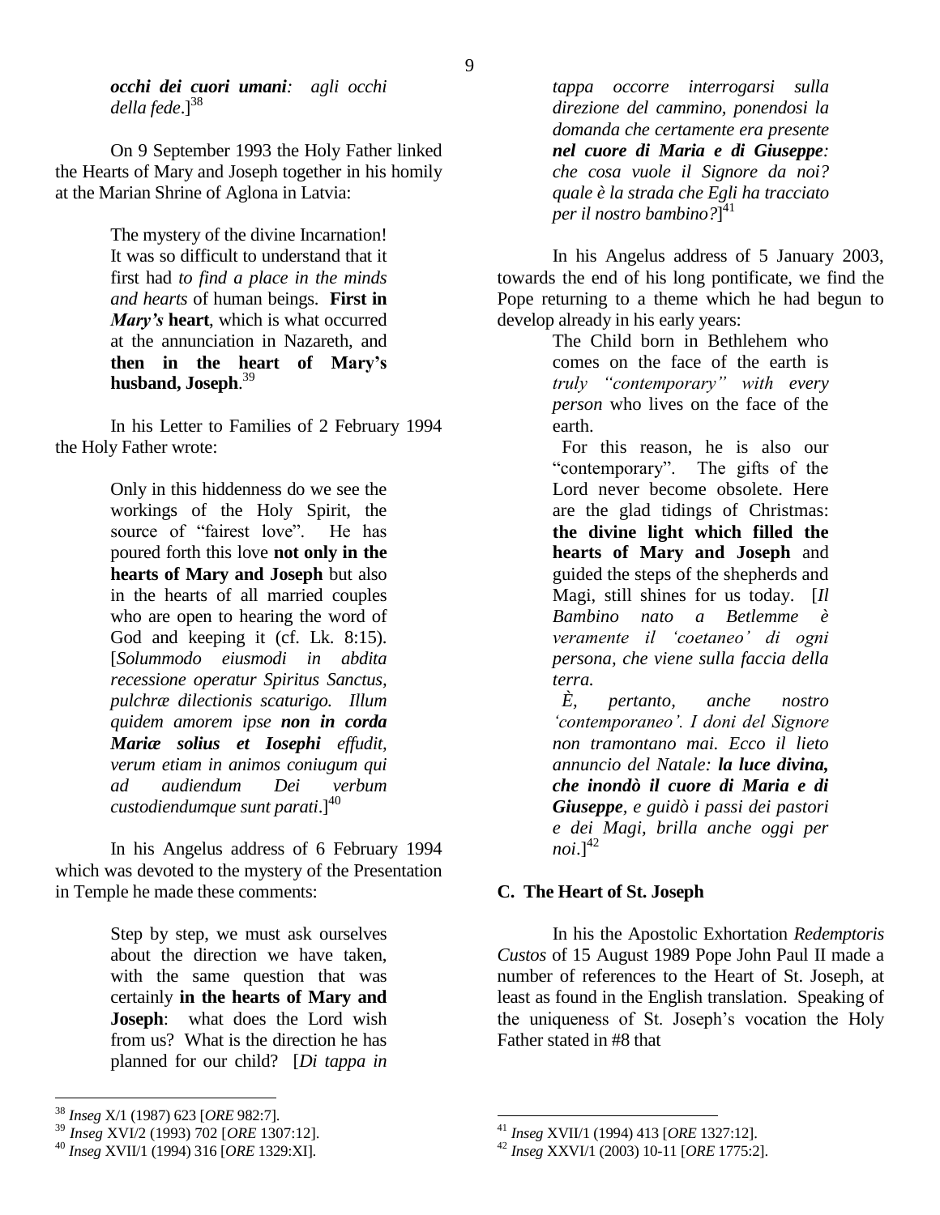*occhi dei cuori umani: agli occhi della fede*.][38]

On 9 September 1993 the Holy Father linked the Hearts of Mary and Joseph together in his homily at the Marian Shrine of Aglona in Latvia:

> The mystery of the divine Incarnation! It was so difficult to understand that it first had *to find a place in the minds and hearts* of human beings. **First in *Mary's* heart**, which is what occurred at the annunciation in Nazareth, and **then in the heart of Mary's husband, Joseph**.[39]

In his Letter to Families of 2 February 1994 the Holy Father wrote:

> Only in this hiddenness do we see the workings of the Holy Spirit, the source of "fairest love". He has poured forth this love **not only in the hearts of Mary and Joseph** but also in the hearts of all married couples who are open to hearing the word of God and keeping it (cf. Lk. 8:15). [*Solummodo eiusmodi in abdita recessione operatur Spiritus Sanctus, pulchræ dilectionis scaturigo. Illum quidem amorem ipse **non in corda Mariæ solius et Iosephi** effudit, verum etiam in animos coniugum qui ad audiendum Dei verbum custodiendumque sunt parati*.][40]

In his Angelus address of 6 February 1994 which was devoted to the mystery of the Presentation in Temple he made these comments:

> Step by step, we must ask ourselves about the direction we have taken, with the same question that was certainly **in the hearts of Mary and Joseph**: what does the Lord wish from us? What is the direction he has planned for our child? [*Di tappa in tappa occorre interrogarsi sulla direzione del cammino, ponendosi la domanda che certamente era presente **nel cuore di Maria e di Giuseppe**: che cosa vuole il Signore da noi? quale è la strada che Egli ha tracciato per il nostro bambino?*][41]

In his Angelus address of 5 January 2003, towards the end of his long pontificate, we find the Pope returning to a theme which he had begun to develop already in his early years:

> The Child born in Bethlehem who comes on the face of the earth is *truly "contemporary" with every person* who lives on the face of the earth.
>
> For this reason, he is also our "contemporary". The gifts of the Lord never become obsolete. Here are the glad tidings of Christmas: **the divine light which filled the hearts of Mary and Joseph** and guided the steps of the shepherds and Magi, still shines for us today. [*Il Bambino nato a Betlemme è veramente il 'coetaneo' di ogni persona, che viene sulla faccia della terra.*
>
> *È, pertanto, anche nostro 'contemporaneo'. I doni del Signore non tramontano mai. Ecco il lieto annuncio del Natale: **la luce divina, che inondò il cuore di Maria e di Giuseppe**, e guidò i passi dei pastori e dei Magi, brilla anche oggi per noi*.][42]

### C. The Heart of St. Joseph

In his the Apostolic Exhortation *Redemptoris Custos* of 15 August 1989 Pope John Paul II made a number of references to the Heart of St. Joseph, at least as found in the English translation. Speaking of the uniqueness of St. Joseph's vocation the Holy Father stated in #8 that

---

[38] *Inseg* X/1 (1987) 623 [*ORE* 982:7].

[39] *Inseg* XVI/2 (1993) 702 [*ORE* 1307:12].

[40] *Inseg* XVII/1 (1994) 316 [*ORE* 1329:XI].

[41] *Inseg* XVII/1 (1994) 413 [*ORE* 1327:12].

[42] *Inseg* XXVI/1 (2003) 10-11 [*ORE* 1775:2].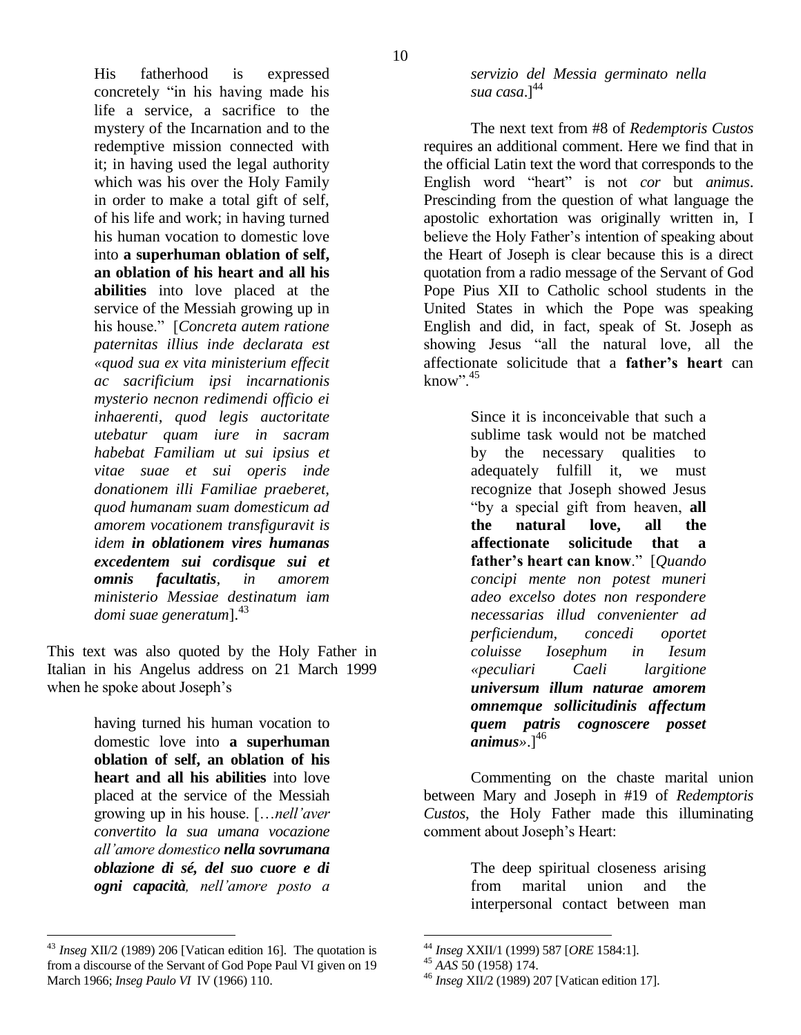> His fatherhood is expressed concretely "in his having made his life a service, a sacrifice to the mystery of the Incarnation and to the redemptive mission connected with it; in having used the legal authority which was his over the Holy Family in order to make a total gift of self, of his life and work; in having turned his human vocation to domestic love into **a superhuman oblation of self, an oblation of his heart and all his abilities** into love placed at the service of the Messiah growing up in his house." [*Concreta autem ratione paternitas illius inde declarata est «quod sua ex vita ministerium effecit ac sacrificium ipsi incarnationis mysterio necnon redimendi officio ei inhaerenti, quod legis auctoritate utebatur quam iure in sacram habebat Familiam ut sui ipsius et vitae suae et sui operis inde donationem illi Familiae praeberet, quod humanam suam domesticum ad amorem vocationem transfiguravit is idem* ***in oblationem vires humanas excedentem sui cordisque sui et omnis facultatis****, in amorem ministerio Messiae destinatum iam domi suae generatum*].[43]

This text was also quoted by the Holy Father in Italian in his Angelus address on 21 March 1999 when he spoke about Joseph's

> having turned his human vocation to domestic love into **a superhuman oblation of self, an oblation of his heart and all his abilities** into love placed at the service of the Messiah growing up in his house. [*…nell'aver convertito la sua umana vocazione all'amore domestico* ***nella sovrumana oblazione di sé, del suo cuore e di ogni capacità****, nell'amore posto a servizio del Messia germinato nella sua casa*.][44]

The next text from #8 of *Redemptoris Custos* requires an additional comment. Here we find that in the official Latin text the word that corresponds to the English word "heart" is not *cor* but *animus*. Prescinding from the question of what language the apostolic exhortation was originally written in, I believe the Holy Father's intention of speaking about the Heart of Joseph is clear because this is a direct quotation from a radio message of the Servant of God Pope Pius XII to Catholic school students in the United States in which the Pope was speaking English and did, in fact, speak of St. Joseph as showing Jesus "all the natural love, all the affectionate solicitude that a **father's heart** can know".[45]

> Since it is inconceivable that such a sublime task would not be matched by the necessary qualities to adequately fulfill it, we must recognize that Joseph showed Jesus "by a special gift from heaven, **all the natural love, all the affectionate solicitude that a father's heart can know**." [*Quando concipi mente non potest muneri adeo excelso dotes non respondere necessarias illud convenienter ad perficiendum, concedi oportet coluisse Iosephum in Iesum «peculiari Caeli largitione* ***universum illum naturae amorem omnemque sollicitudinis affectum quem patris cognoscere posset animus****».*][46]

Commenting on the chaste marital union between Mary and Joseph in #19 of *Redemptoris Custos*, the Holy Father made this illuminating comment about Joseph's Heart:

> The deep spiritual closeness arising from marital union and the interpersonal contact between man

---

[43] *Inseg* XII/2 (1989) 206 [Vatican edition 16]. The quotation is from a discourse of the Servant of God Pope Paul VI given on 19 March 1966; *Inseg Paulo VI* IV (1966) 110.

[44] *Inseg* XXII/1 (1999) 587 [*ORE* 1584:1].

[45] *AAS* 50 (1958) 174.

[46] *Inseg* XII/2 (1989) 207 [Vatican edition 17].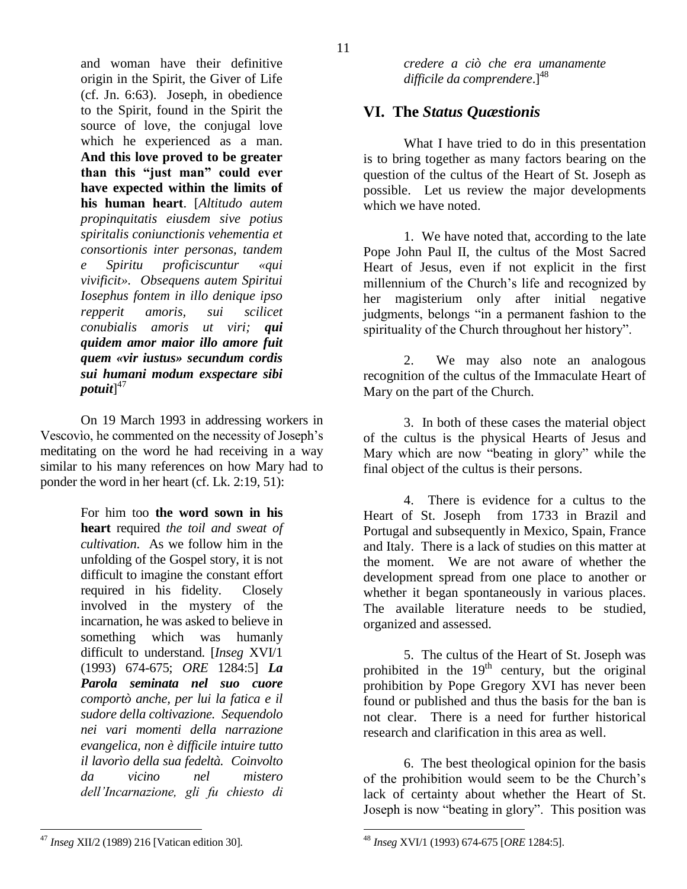and woman have their definitive origin in the Spirit, the Giver of Life (cf. Jn. 6:63). Joseph, in obedience to the Spirit, found in the Spirit the source of love, the conjugal love which he experienced as a man. **And this love proved to be greater than this "just man" could ever have expected within the limits of his human heart**. [*Altitudo autem propinquitatis eiusdem sive potius spiritalis coniunctionis vehementia et consortionis inter personas, tandem e Spiritu proficiscuntur «qui vivificit». Obsequens autem Spiritui Iosephus fontem in illo denique ipso repperit amoris, sui scilicet conubialis amoris ut viri;* ***qui quidem amor maior illo amore fuit quem «vir iustus» secundum cordis sui humani modum exspectare sibi potuit***][47]

On 19 March 1993 in addressing workers in Vescovio, he commented on the necessity of Joseph's meditating on the word he had receiving in a way similar to his many references on how Mary had to ponder the word in her heart (cf. Lk. 2:19, 51):

> For him too **the word sown in his heart** required *the toil and sweat of cultivation*. As we follow him in the unfolding of the Gospel story, it is not difficult to imagine the constant effort required in his fidelity. Closely involved in the mystery of the incarnation, he was asked to believe in something which was humanly difficult to understand. [*Inseg* XVI/1 (1993) 674-675; *ORE* 1284:5] ***La Parola seminata nel suo cuore*** *comportò anche, per lui la fatica e il sudore della coltivazione. Sequendolo nei vari momenti della narrazione evangelica, non è difficile intuire tutto il lavorìo della sua fedeltà. Coinvolto da vicino nel mistero dell'Incarnazione, gli fu chiesto di credere a ciò che era umanamente difficile da comprendere*.][48]

## VI. The *Status Quæstionis*

What I have tried to do in this presentation is to bring together as many factors bearing on the question of the cultus of the Heart of St. Joseph as possible. Let us review the major developments which we have noted.

1. We have noted that, according to the late Pope John Paul II, the cultus of the Most Sacred Heart of Jesus, even if not explicit in the first millennium of the Church's life and recognized by her magisterium only after initial negative judgments, belongs "in a permanent fashion to the spirituality of the Church throughout her history".

2. We may also note an analogous recognition of the cultus of the Immaculate Heart of Mary on the part of the Church.

3. In both of these cases the material object of the cultus is the physical Hearts of Jesus and Mary which are now "beating in glory" while the final object of the cultus is their persons.

4. There is evidence for a cultus to the Heart of St. Joseph from 1733 in Brazil and Portugal and subsequently in Mexico, Spain, France and Italy. There is a lack of studies on this matter at the moment. We are not aware of whether the development spread from one place to another or whether it began spontaneously in various places. The available literature needs to be studied, organized and assessed.

5. The cultus of the Heart of St. Joseph was prohibited in the 19th century, but the original prohibition by Pope Gregory XVI has never been found or published and thus the basis for the ban is not clear. There is a need for further historical research and clarification in this area as well.

6. The best theological opinion for the basis of the prohibition would seem to be the Church's lack of certainty about whether the Heart of St. Joseph is now "beating in glory". This position was

---

[47] *Inseg* XII/2 (1989) 216 [Vatican edition 30].

[48] *Inseg* XVI/1 (1993) 674-675 [*ORE* 1284:5].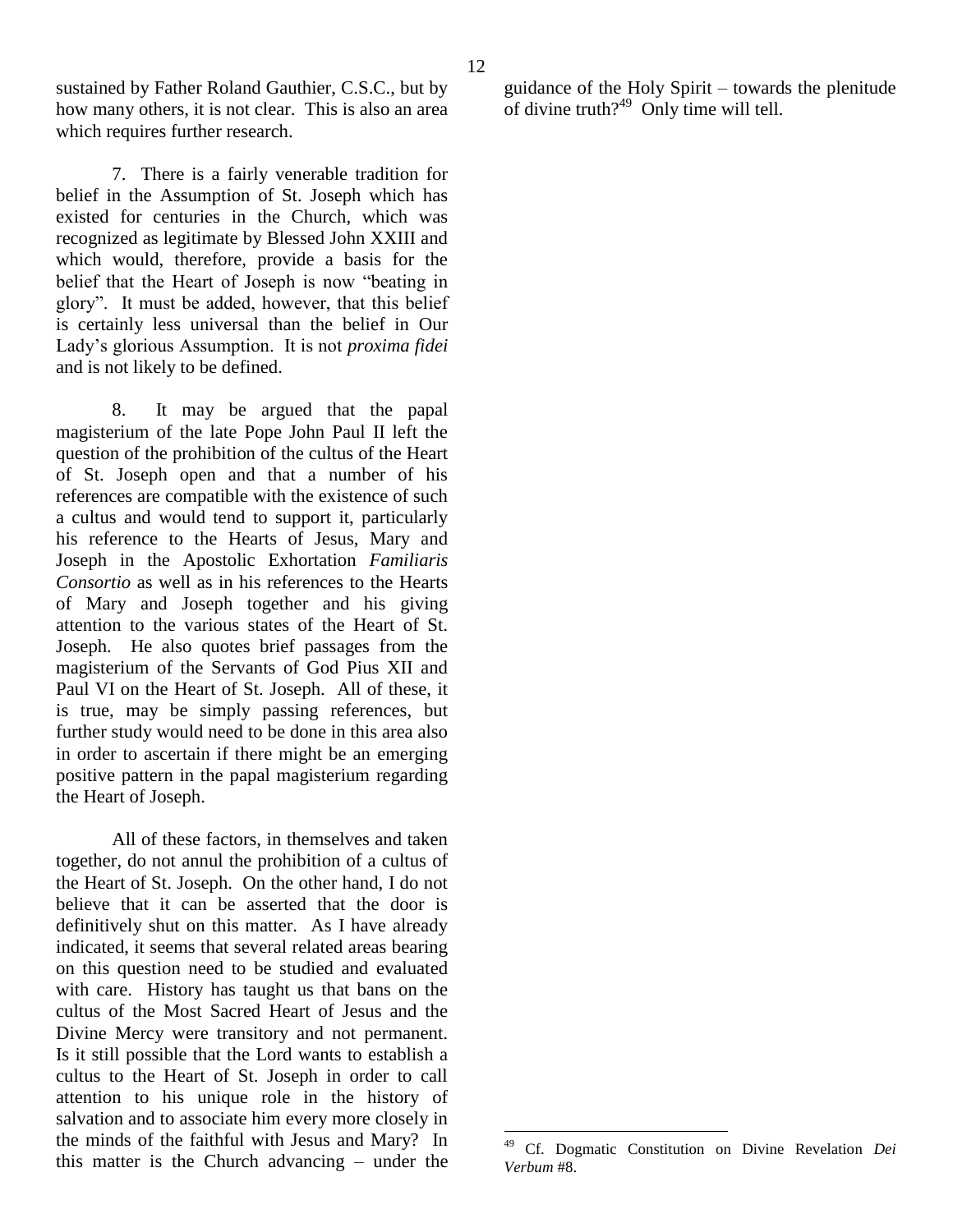sustained by Father Roland Gauthier, C.S.C., but by how many others, it is not clear. This is also an area which requires further research.

7. There is a fairly venerable tradition for belief in the Assumption of St. Joseph which has existed for centuries in the Church, which was recognized as legitimate by Blessed John XXIII and which would, therefore, provide a basis for the belief that the Heart of Joseph is now "beating in glory". It must be added, however, that this belief is certainly less universal than the belief in Our Lady's glorious Assumption. It is not *proxima fidei* and is not likely to be defined.

8. It may be argued that the papal magisterium of the late Pope John Paul II left the question of the prohibition of the cultus of the Heart of St. Joseph open and that a number of his references are compatible with the existence of such a cultus and would tend to support it, particularly his reference to the Hearts of Jesus, Mary and Joseph in the Apostolic Exhortation *Familiaris Consortio* as well as in his references to the Hearts of Mary and Joseph together and his giving attention to the various states of the Heart of St. Joseph. He also quotes brief passages from the magisterium of the Servants of God Pius XII and Paul VI on the Heart of St. Joseph. All of these, it is true, may be simply passing references, but further study would need to be done in this area also in order to ascertain if there might be an emerging positive pattern in the papal magisterium regarding the Heart of Joseph.

All of these factors, in themselves and taken together, do not annul the prohibition of a cultus of the Heart of St. Joseph. On the other hand, I do not believe that it can be asserted that the door is definitively shut on this matter. As I have already indicated, it seems that several related areas bearing on this question need to be studied and evaluated with care. History has taught us that bans on the cultus of the Most Sacred Heart of Jesus and the Divine Mercy were transitory and not permanent. Is it still possible that the Lord wants to establish a cultus to the Heart of St. Joseph in order to call attention to his unique role in the history of salvation and to associate him every more closely in the minds of the faithful with Jesus and Mary? In this matter is the Church advancing – under the guidance of the Holy Spirit – towards the plenitude of divine truth?[49] Only time will tell.

[49] Cf. Dogmatic Constitution on Divine Revelation *Dei Verbum* #8.